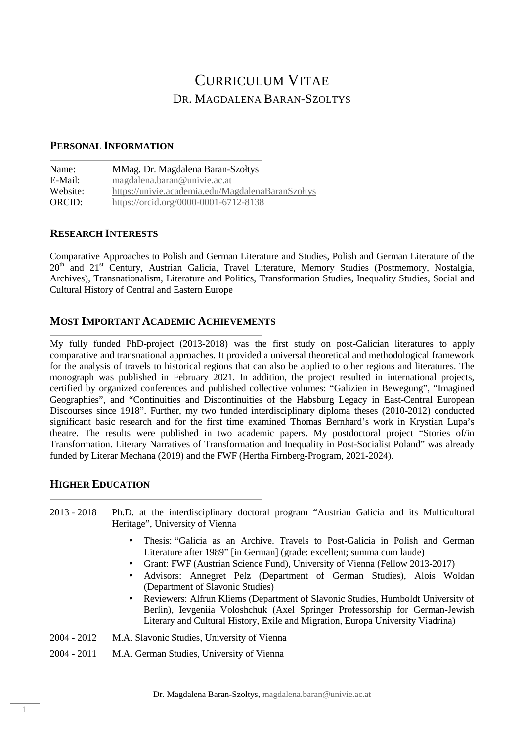# CURRICULUM VITAE

## DR. MAGDALENA BARAN-SZOŁTYS

## PERSONAL INFORMATION

| | |
|---|---|
| Name: | MMag. Dr. Magdalena Baran-Szołtys |
| E-Mail: | magdalena.baran@univie.ac.at |
| Website: | https://univie.academia.edu/MagdalenaBaranSzołtys |
| ORCID: | https://orcid.org/0000-0001-6712-8138 |

## RESEARCH INTERESTS

Comparative Approaches to Polish and German Literature and Studies, Polish and German Literature of the 20th and 21st Century, Austrian Galicia, Travel Literature, Memory Studies (Postmemory, Nostalgia, Archives), Transnationalism, Literature and Politics, Transformation Studies, Inequality Studies, Social and Cultural History of Central and Eastern Europe

## MOST IMPORTANT ACADEMIC ACHIEVEMENTS

My fully funded PhD-project (2013-2018) was the first study on post-Galician literatures to apply comparative and transnational approaches. It provided a universal theoretical and methodological framework for the analysis of travels to historical regions that can also be applied to other regions and literatures. The monograph was published in February 2021. In addition, the project resulted in international projects, certified by organized conferences and published collective volumes: "Galizien in Bewegung", "Imagined Geographies", and "Continuities and Discontinuities of the Habsburg Legacy in East-Central European Discourses since 1918". Further, my two funded interdisciplinary diploma theses (2010-2012) conducted significant basic research and for the first time examined Thomas Bernhard's work in Krystian Lupa's theatre. The results were published in two academic papers. My postdoctoral project "Stories of/in Transformation. Literary Narratives of Transformation and Inequality in Post-Socialist Poland" was already funded by Literar Mechana (2019) and the FWF (Hertha Firnberg-Program, 2021-2024).

## HIGHER EDUCATION

2013 - 2018 Ph.D. at the interdisciplinary doctoral program "Austrian Galicia and its Multicultural Heritage", University of Vienna

- Thesis: "Galicia as an Archive. Travels to Post-Galicia in Polish and German Literature after 1989" [in German] (grade: excellent; summa cum laude)
- Grant: FWF (Austrian Science Fund), University of Vienna (Fellow 2013-2017)
- Advisors: Annegret Pelz (Department of German Studies), Alois Woldan (Department of Slavonic Studies)
- Reviewers: Alfrun Kliems (Department of Slavonic Studies, Humboldt University of Berlin), Ievgeniia Voloshchuk (Axel Springer Professorship for German-Jewish Literary and Cultural History, Exile and Migration, Europa University Viadrina)

2004 - 2012 M.A. Slavonic Studies, University of Vienna

2004 - 2011 M.A. German Studies, University of Vienna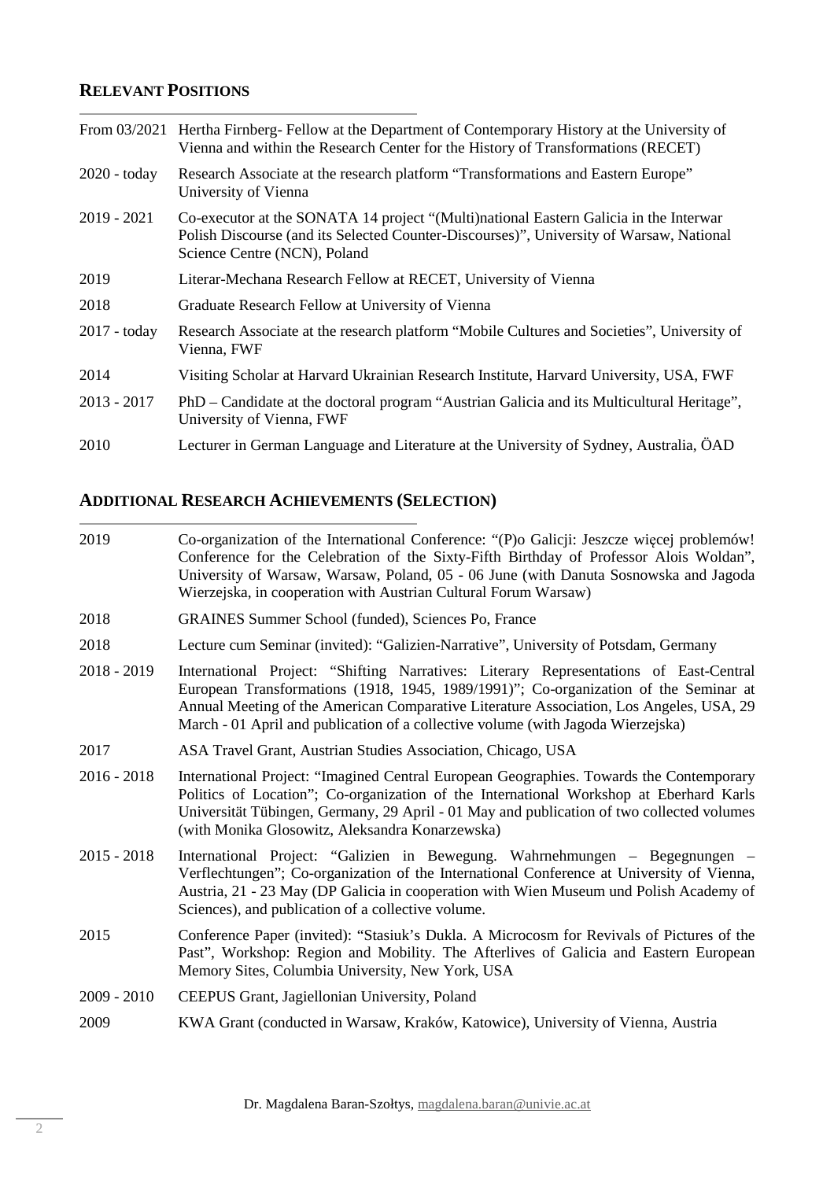## RELEVANT POSITIONS

| | |
|---|---|
| From 03/2021 | Hertha Firnberg- Fellow at the Department of Contemporary History at the University of Vienna and within the Research Center for the History of Transformations (RECET) |
| 2020 - today | Research Associate at the research platform "Transformations and Eastern Europe" University of Vienna |
| 2019 - 2021 | Co-executor at the SONATA 14 project "(Multi)national Eastern Galicia in the Interwar Polish Discourse (and its Selected Counter-Discourses)", University of Warsaw, National Science Centre (NCN), Poland |
| 2019 | Literar-Mechana Research Fellow at RECET, University of Vienna |
| 2018 | Graduate Research Fellow at University of Vienna |
| 2017 - today | Research Associate at the research platform "Mobile Cultures and Societies", University of Vienna, FWF |
| 2014 | Visiting Scholar at Harvard Ukrainian Research Institute, Harvard University, USA, FWF |
| 2013 - 2017 | PhD – Candidate at the doctoral program "Austrian Galicia and its Multicultural Heritage", University of Vienna, FWF |
| 2010 | Lecturer in German Language and Literature at the University of Sydney, Australia, ÖAD |

## ADDITIONAL RESEARCH ACHIEVEMENTS (SELECTION)

| | |
|---|---|
| 2019 | Co-organization of the International Conference: "(P)o Galicji: Jeszcze więcej problemów! Conference for the Celebration of the Sixty-Fifth Birthday of Professor Alois Woldan", University of Warsaw, Warsaw, Poland, 05 - 06 June (with Danuta Sosnowska and Jagoda Wierzejska, in cooperation with Austrian Cultural Forum Warsaw) |
| 2018 | GRAINES Summer School (funded), Sciences Po, France |
| 2018 | Lecture cum Seminar (invited): "Galizien-Narrative", University of Potsdam, Germany |
| 2018 - 2019 | International Project: "Shifting Narratives: Literary Representations of East-Central European Transformations (1918, 1945, 1989/1991)"; Co-organization of the Seminar at Annual Meeting of the American Comparative Literature Association, Los Angeles, USA, 29 March - 01 April and publication of a collective volume (with Jagoda Wierzejska) |
| 2017 | ASA Travel Grant, Austrian Studies Association, Chicago, USA |
| 2016 - 2018 | International Project: "Imagined Central European Geographies. Towards the Contemporary Politics of Location"; Co-organization of the International Workshop at Eberhard Karls Universität Tübingen, Germany, 29 April - 01 May and publication of two collected volumes (with Monika Glosowitz, Aleksandra Konarzewska) |
| 2015 - 2018 | International Project: "Galizien in Bewegung. Wahrnehmungen – Begegnungen – Verflechtungen"; Co-organization of the International Conference at University of Vienna, Austria, 21 - 23 May (DP Galicia in cooperation with Wien Museum und Polish Academy of Sciences), and publication of a collective volume. |
| 2015 | Conference Paper (invited): "Stasiuk's Dukla. A Microcosm for Revivals of Pictures of the Past", Workshop: Region and Mobility. The Afterlives of Galicia and Eastern European Memory Sites, Columbia University, New York, USA |
| 2009 - 2010 | CEEPUS Grant, Jagiellonian University, Poland |
| 2009 | KWA Grant (conducted in Warsaw, Kraków, Katowice), University of Vienna, Austria |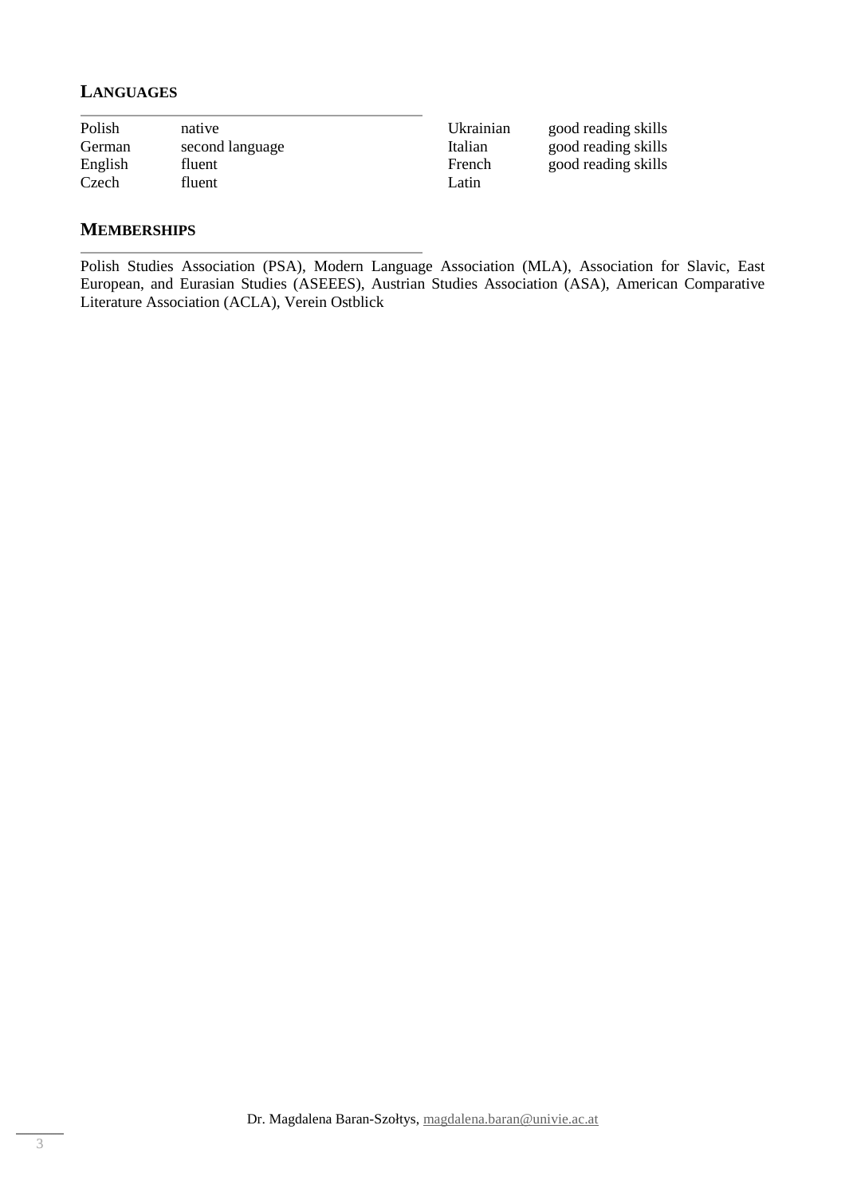## LANGUAGES

| | |
|---|---|
| Polish | native |
| German | second language |
| English | fluent |
| Czech | fluent |
| Ukrainian | good reading skills |
| Italian | good reading skills |
| French | good reading skills |
| Latin | |

## MEMBERSHIPS

Polish Studies Association (PSA), Modern Language Association (MLA), Association for Slavic, East European, and Eurasian Studies (ASEEES), Austrian Studies Association (ASA), American Comparative Literature Association (ACLA), Verein Ostblick